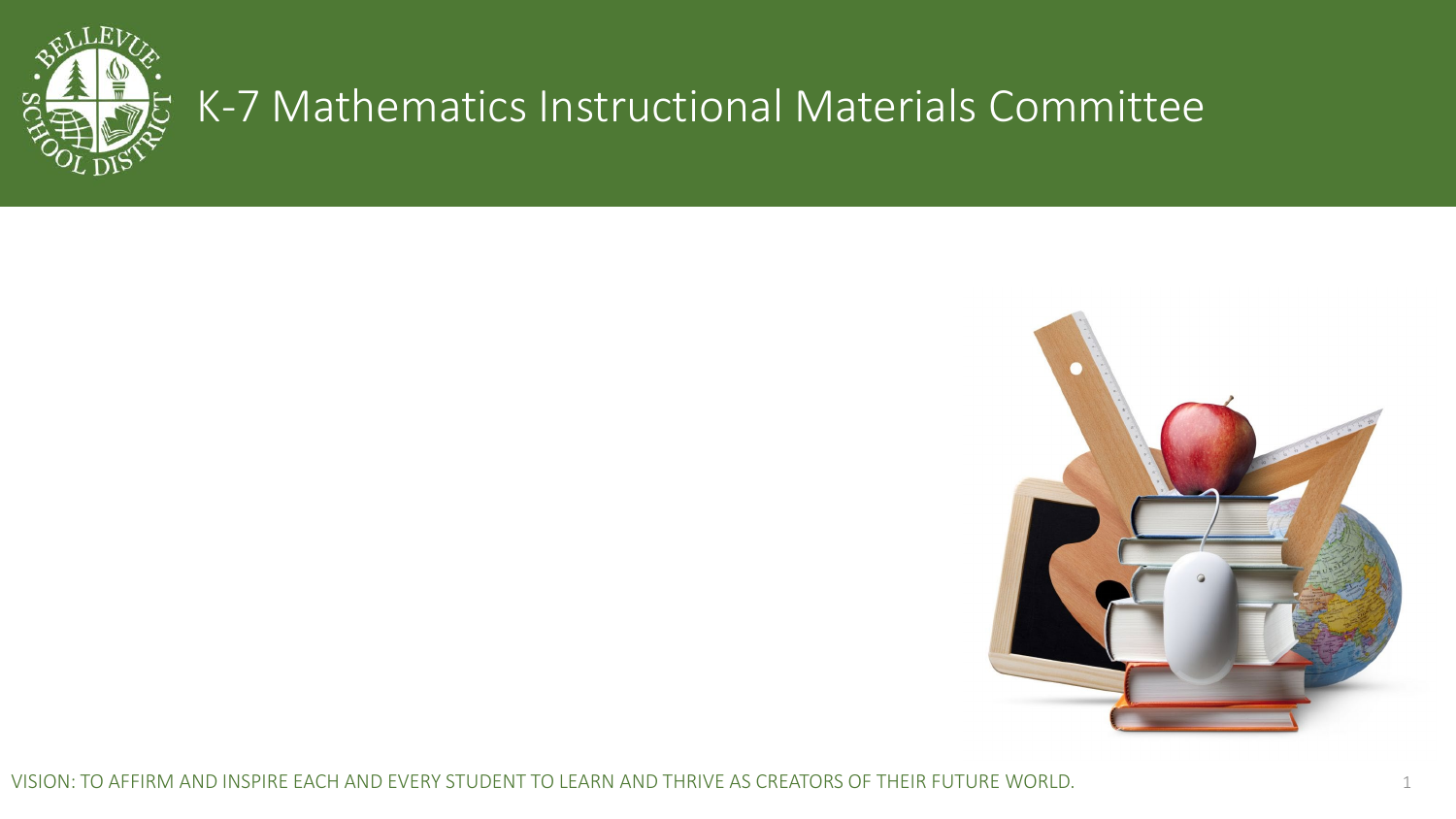# K-7 Mathematics Instructional Materials Committee

VISION: TO AFFIRM AND INSPIRE EACH AND EVERY STUDENT TO LEARN AND THRIVE AS CREATORS OF THEIR FUTURE WORLD.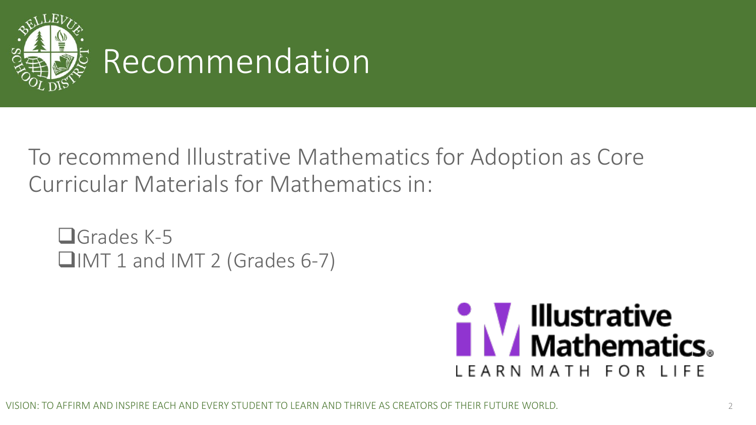# Recommendation

To recommend Illustrative Mathematics for Adoption as Core Curricular Materials for Mathematics in:

- Grades K-5
- IMT 1 and IMT 2 (Grades 6-7)

VISION: TO AFFIRM AND INSPIRE EACH AND EVERY STUDENT TO LEARN AND THRIVE AS CREATORS OF THEIR FUTURE WORLD.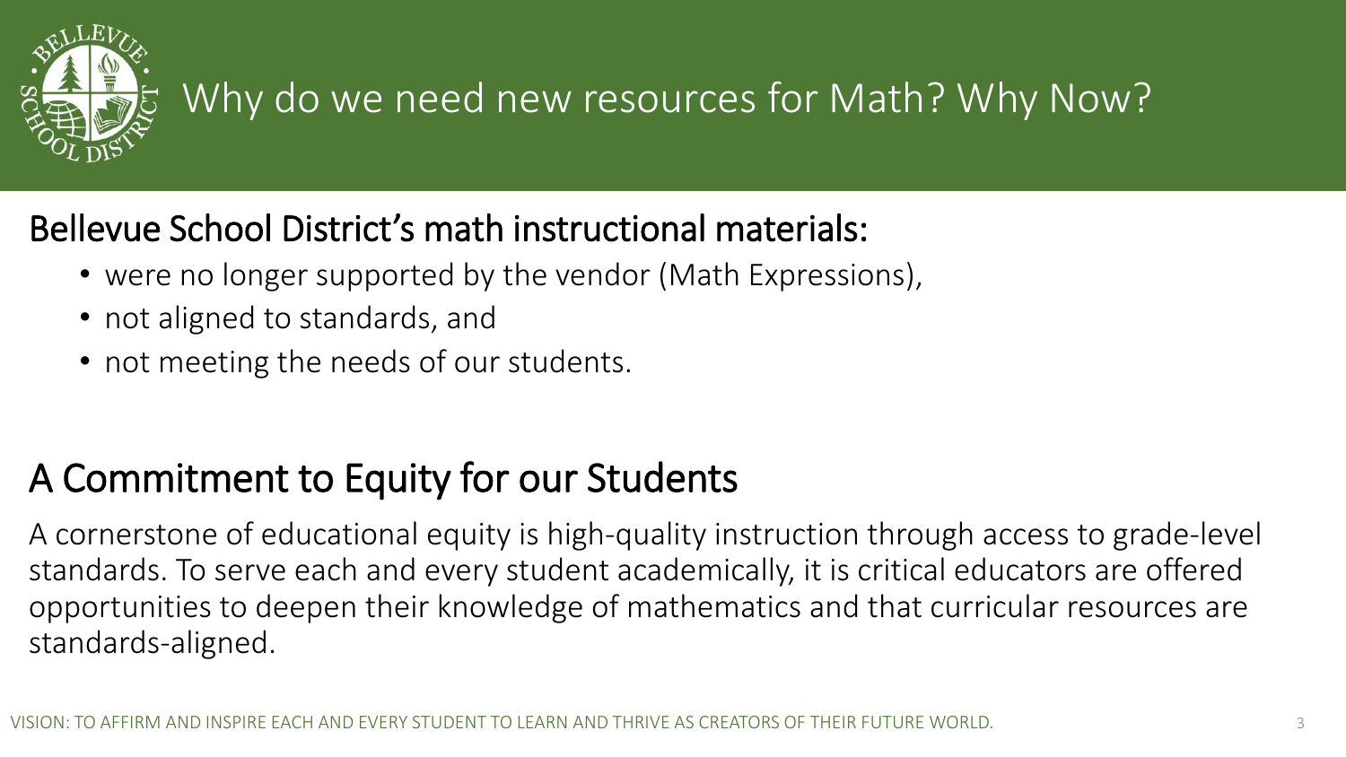# Why do we need new resources for Math? Why Now?

## Bellevue School District's math instructional materials:

- were no longer supported by the vendor (Math Expressions),
- not aligned to standards, and
- not meeting the needs of our students.

## A Commitment to Equity for our Students

A cornerstone of educational equity is high-quality instruction through access to grade-level standards. To serve each and every student academically, it is critical educators are offered opportunities to deepen their knowledge of mathematics and that curricular resources are standards-aligned.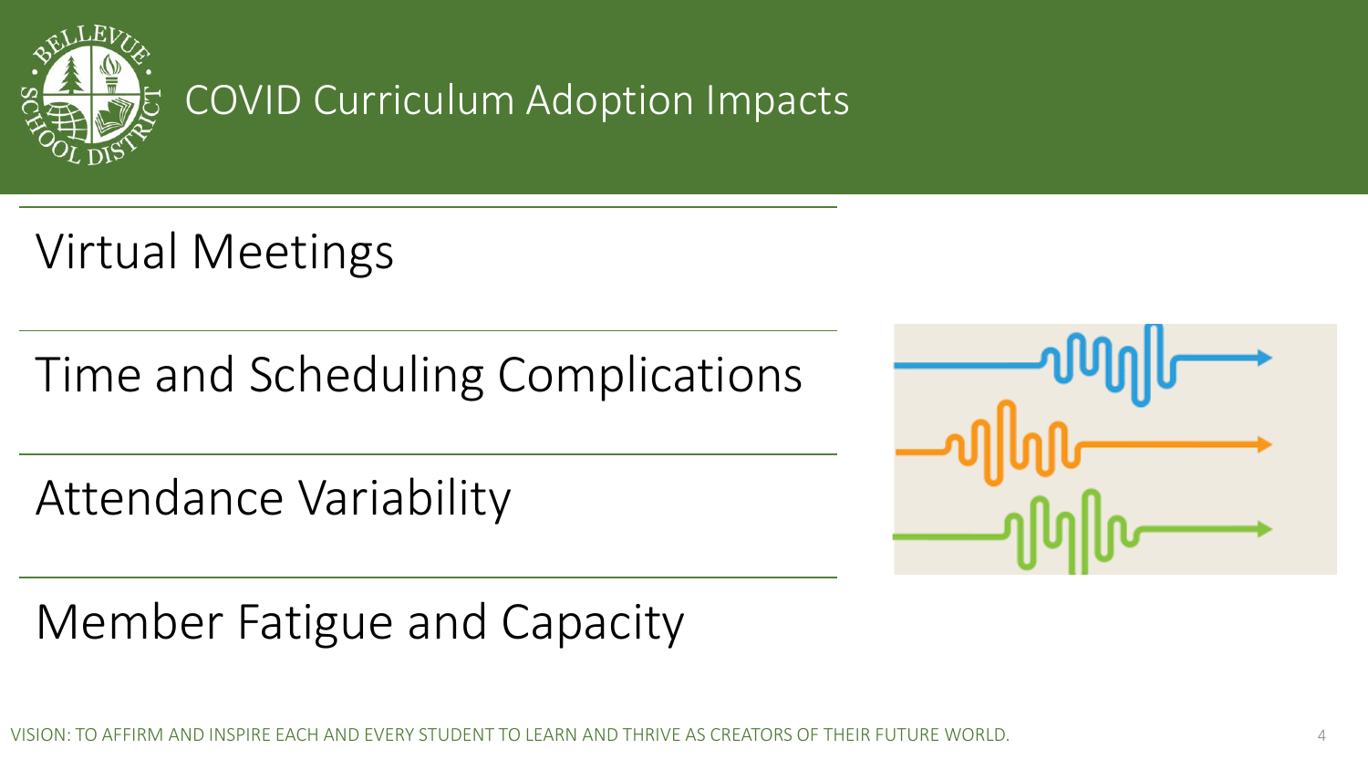# COVID Curriculum Adoption Impacts

- Virtual Meetings
- Time and Scheduling Complications
- Attendance Variability
- Member Fatigue and Capacity

VISION: TO AFFIRM AND INSPIRE EACH AND EVERY STUDENT TO LEARN AND THRIVE AS CREATORS OF THEIR FUTURE WORLD.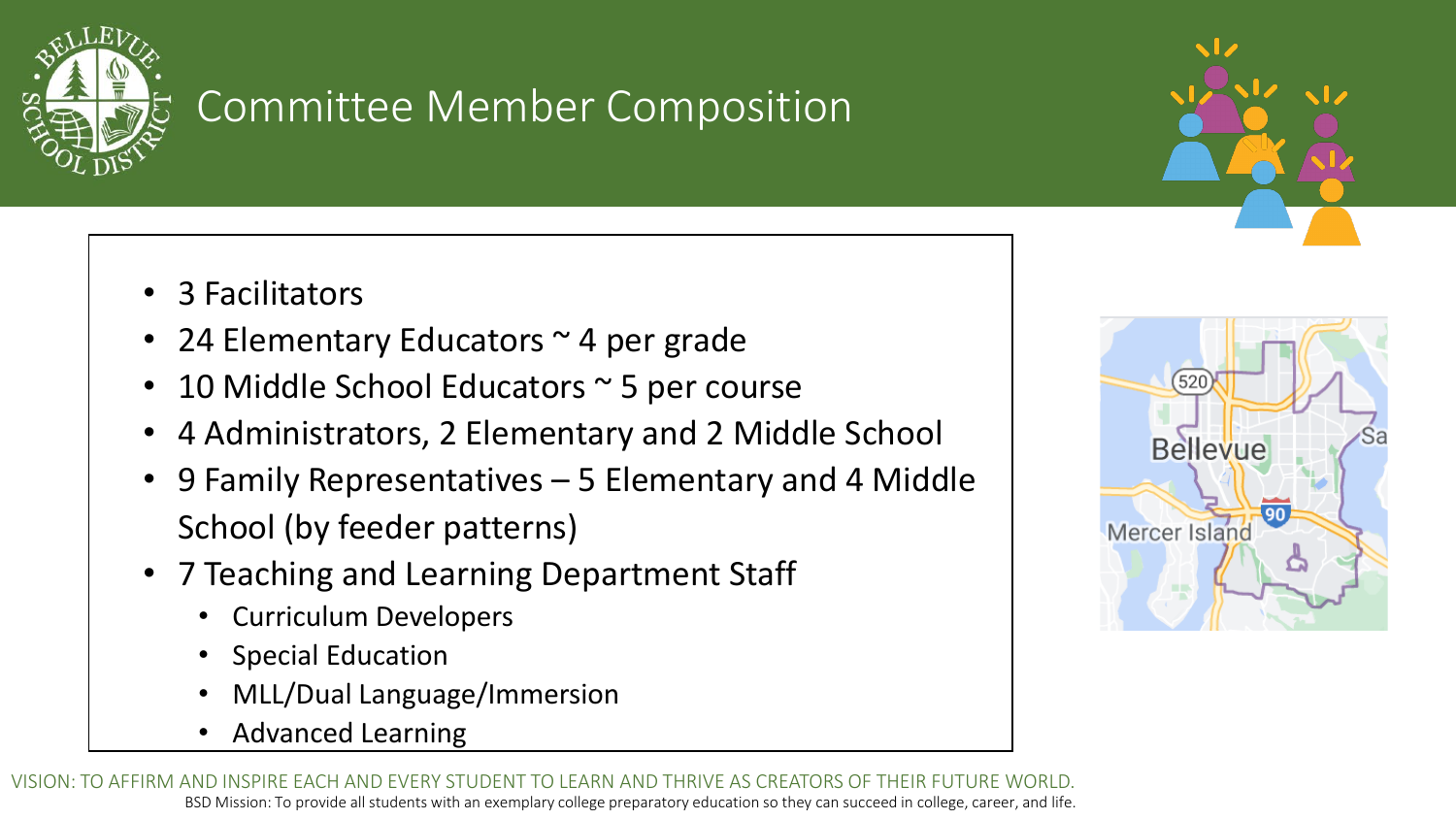# Committee Member Composition

- 3 Facilitators
- 24 Elementary Educators ~ 4 per grade
- 10 Middle School Educators ~ 5 per course
- 4 Administrators, 2 Elementary and 2 Middle School
- 9 Family Representatives – 5 Elementary and 4 Middle School (by feeder patterns)
- 7 Teaching and Learning Department Staff
  - Curriculum Developers
  - Special Education
  - MLL/Dual Language/Immersion
  - Advanced Learning

VISION: TO AFFIRM AND INSPIRE EACH AND EVERY STUDENT TO LEARN AND THRIVE AS CREATORS OF THEIR FUTURE WORLD.

BSD Mission: To provide all students with an exemplary college preparatory education so they can succeed in college, career, and life.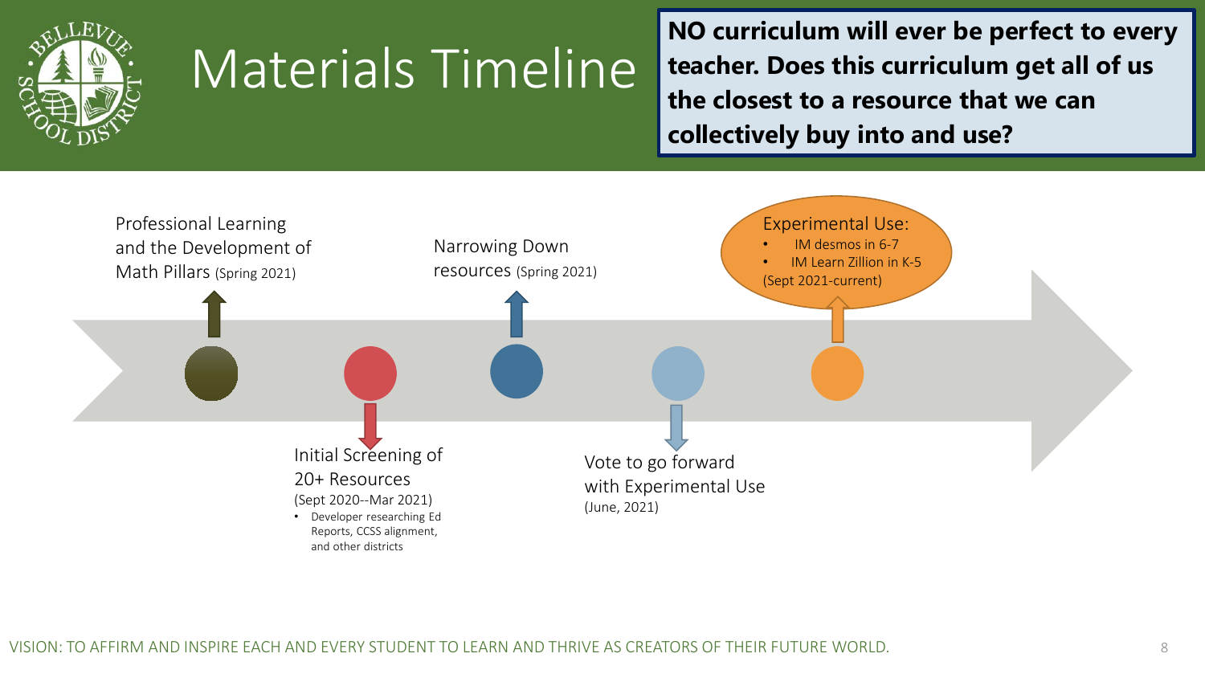# Materials Timeline

**NO curriculum will ever be perfect to every teacher. Does this curriculum get all of us the closest to a resource that we can collectively buy into and use?**

- Professional Learning and the Development of Math Pillars (Spring 2021)
- Initial Screening of 20+ Resources (Sept 2020--Mar 2021)
  - Developer researching Ed Reports, CCSS alignment, and other districts
- Narrowing Down resources (Spring 2021)
- Vote to go forward with Experimental Use (June, 2021)
- Experimental Use:
  - IM desmos in 6-7
  - IM Learn Zillion in K-5

  (Sept 2021-current)

VISION: TO AFFIRM AND INSPIRE EACH AND EVERY STUDENT TO LEARN AND THRIVE AS CREATORS OF THEIR FUTURE WORLD.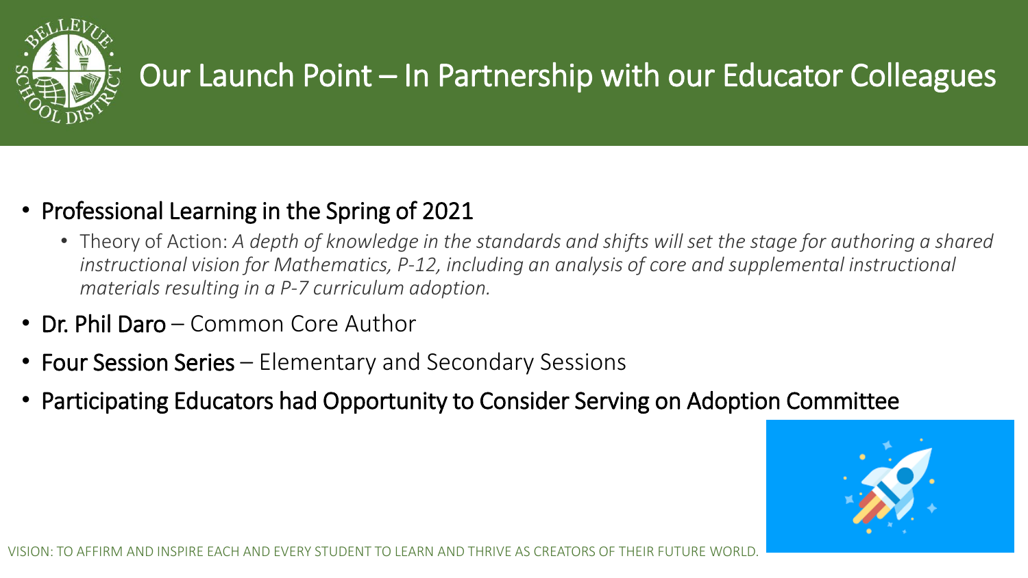# Our Launch Point – In Partnership with our Educator Colleagues

- Professional Learning in the Spring of 2021
  - Theory of Action: *A depth of knowledge in the standards and shifts will set the stage for authoring a shared instructional vision for Mathematics, P-12, including an analysis of core and supplemental instructional materials resulting in a P-7 curriculum adoption.*
- Dr. Phil Daro – Common Core Author
- Four Session Series – Elementary and Secondary Sessions
- Participating Educators had Opportunity to Consider Serving on Adoption Committee

VISION: TO AFFIRM AND INSPIRE EACH AND EVERY STUDENT TO LEARN AND THRIVE AS CREATORS OF THEIR FUTURE WORLD.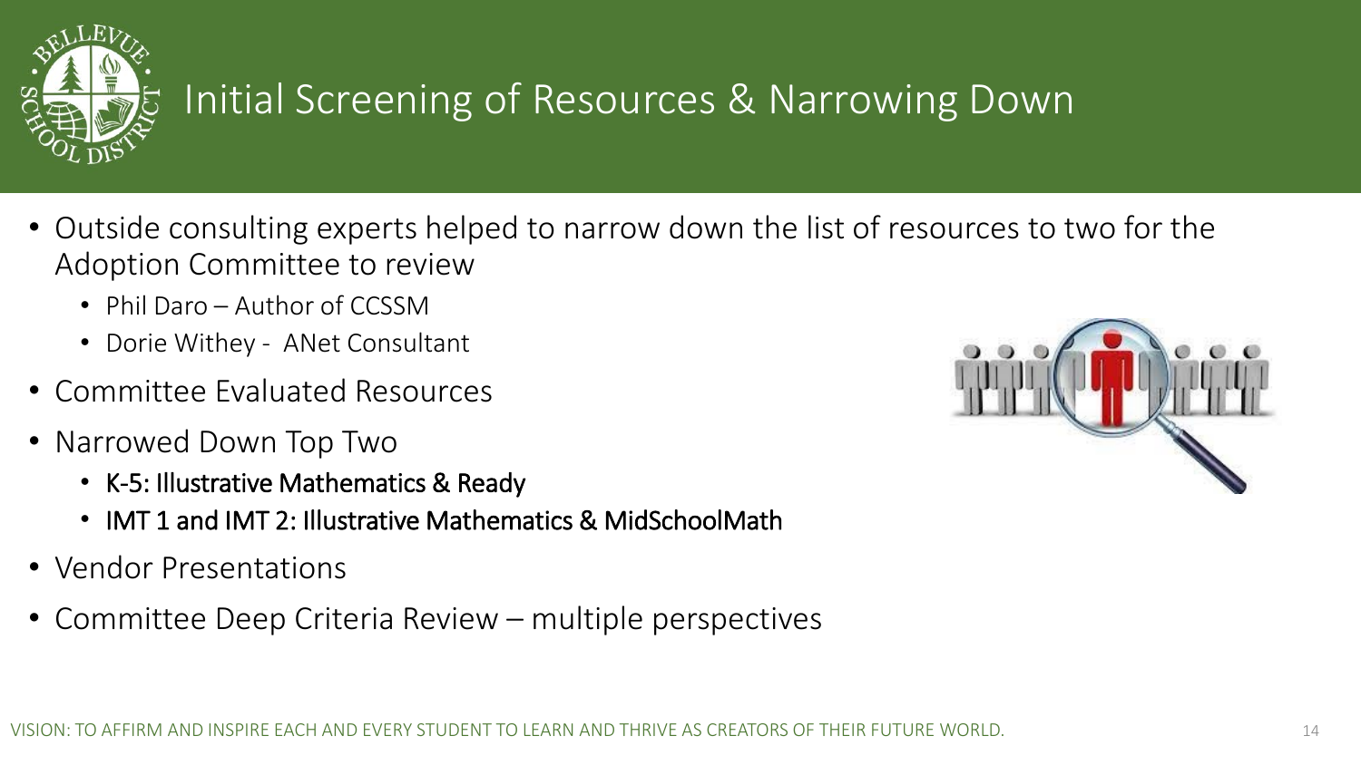# Initial Screening of Resources & Narrowing Down

- Outside consulting experts helped to narrow down the list of resources to two for the Adoption Committee to review
  - Phil Daro – Author of CCSSM
  - Dorie Withey - ANet Consultant
- Committee Evaluated Resources
- Narrowed Down Top Two
  - K-5: Illustrative Mathematics & Ready
  - IMT 1 and IMT 2: Illustrative Mathematics & MidSchoolMath
- Vendor Presentations
- Committee Deep Criteria Review – multiple perspectives

VISION: TO AFFIRM AND INSPIRE EACH AND EVERY STUDENT TO LEARN AND THRIVE AS CREATORS OF THEIR FUTURE WORLD.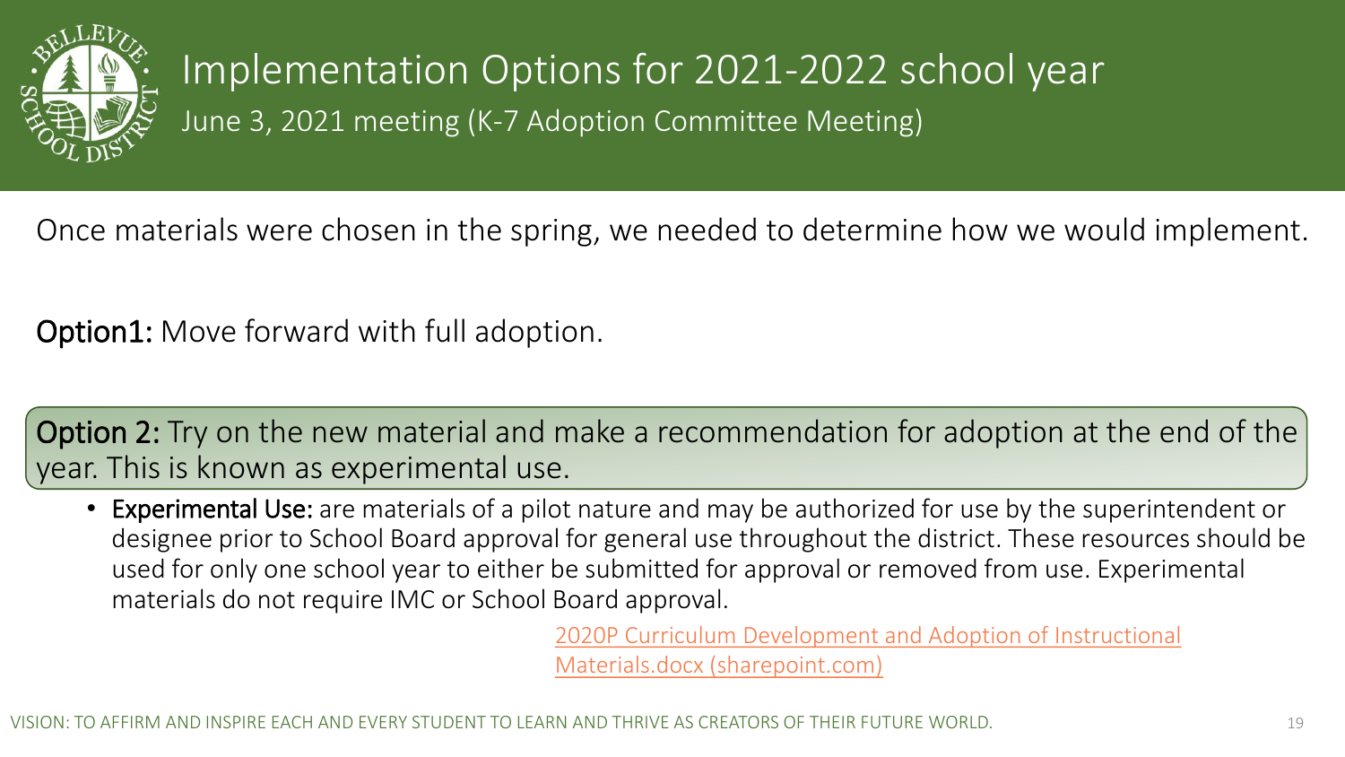# Implementation Options for 2021-2022 school year

## June 3, 2021 meeting (K-7 Adoption Committee Meeting)

Once materials were chosen in the spring, we needed to determine how we would implement.

**Option1:** Move forward with full adoption.

**Option 2:** Try on the new material and make a recommendation for adoption at the end of the year. This is known as experimental use.

- **Experimental Use:** are materials of a pilot nature and may be authorized for use by the superintendent or designee prior to School Board approval for general use throughout the district. These resources should be used for only one school year to either be submitted for approval or removed from use. Experimental materials do not require IMC or School Board approval.

2020P Curriculum Development and Adoption of Instructional Materials.docx (sharepoint.com)

VISION: TO AFFIRM AND INSPIRE EACH AND EVERY STUDENT TO LEARN AND THRIVE AS CREATORS OF THEIR FUTURE WORLD.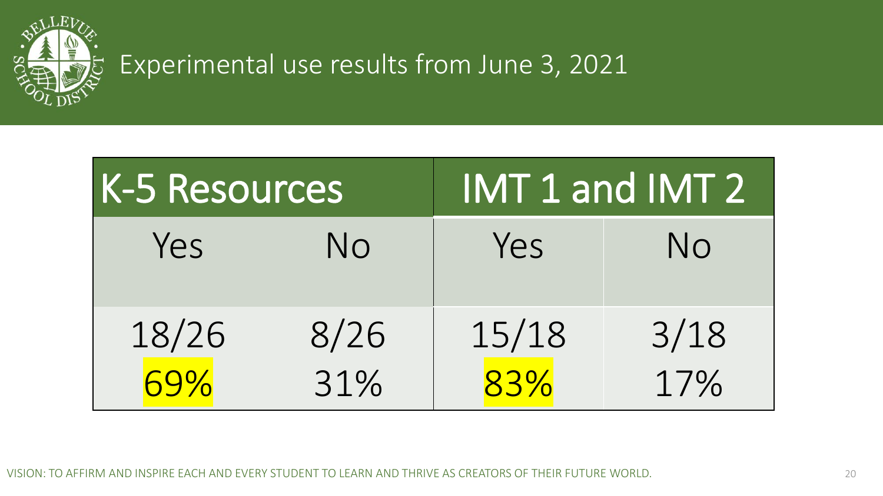# Experimental use results from June 3, 2021

| K-5 Resources | | IMT 1 and IMT 2 | |
|---|---|---|---|
| Yes | No | Yes | No |
| 18/26<br>69% | 8/26<br>31% | 15/18<br>83% | 3/18<br>17% |

VISION: TO AFFIRM AND INSPIRE EACH AND EVERY STUDENT TO LEARN AND THRIVE AS CREATORS OF THEIR FUTURE WORLD.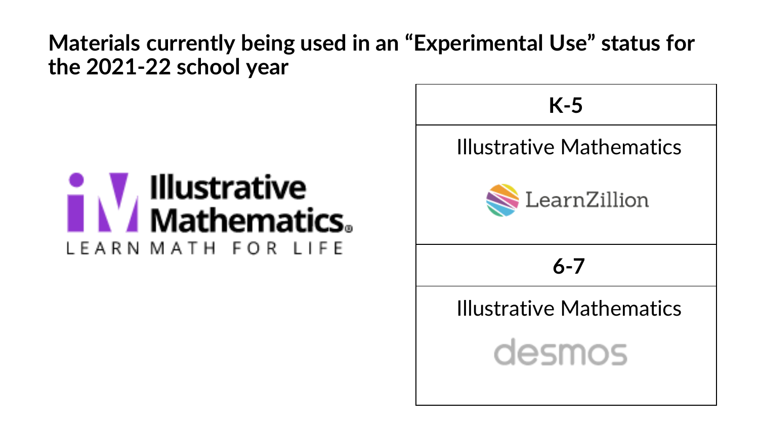# Materials currently being used in an "Experimental Use" status for the 2021-22 school year

Illustrative Mathematics

LEARN MATH FOR LIFE

| K-5 |
| --- |
| Illustrative Mathematics<br>LearnZillion |
| **6-7** |
| Illustrative Mathematics<br>desmos |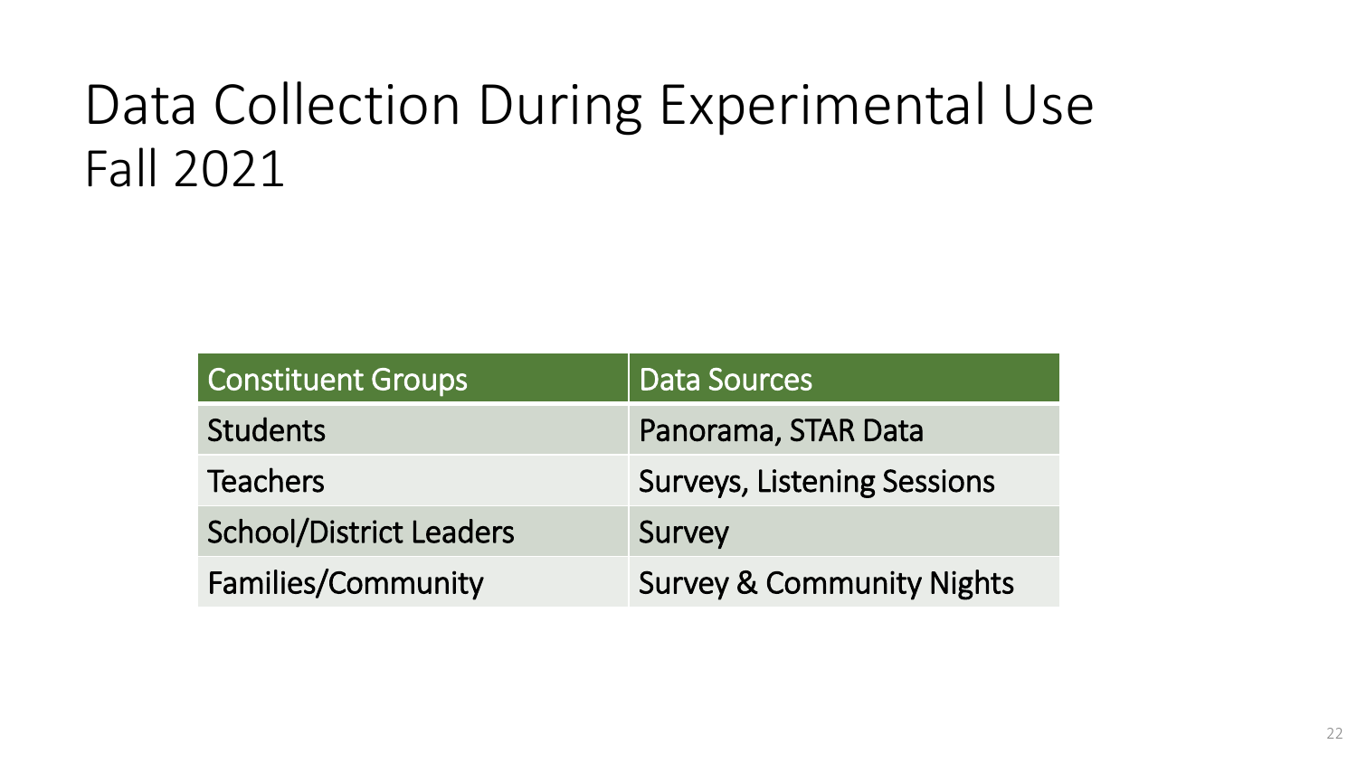# Data Collection During Experimental Use
## Fall 2021

| Constituent Groups | Data Sources |
|---|---|
| Students | Panorama, STAR Data |
| Teachers | Surveys, Listening Sessions |
| School/District Leaders | Survey |
| Families/Community | Survey & Community Nights |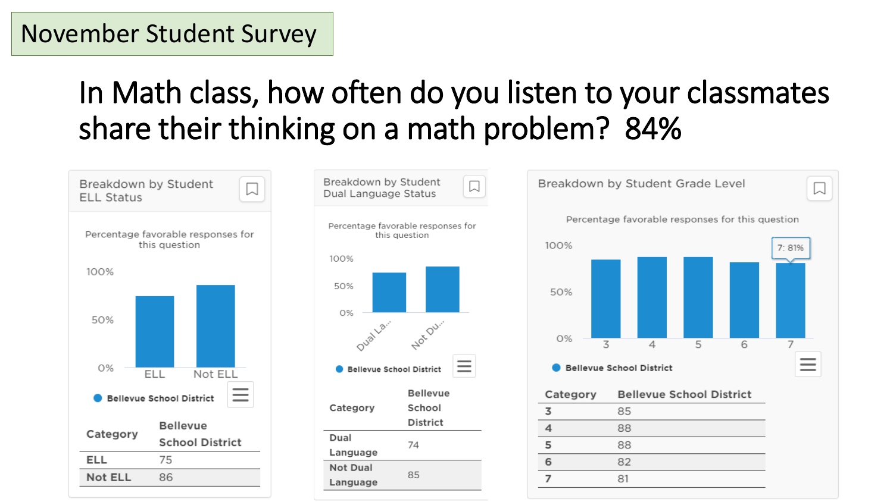# November Student Survey

## In Math class, how often do you listen to your classmates share their thinking on a math problem? 84%

### Breakdown by Student ELL Status

Percentage favorable responses for this question

| Category | Bellevue School District |
| --- | --- |
| ELL | 75 |
| Not ELL | 86 |

### Breakdown by Student Dual Language Status

Percentage favorable responses for this question

| Category | Bellevue School District |
| --- | --- |
| Dual Language | 74 |
| Not Dual Language | 85 |

### Breakdown by Student Grade Level

Percentage favorable responses for this question

| Category | Bellevue School District |
| --- | --- |
| 3 | 85 |
| 4 | 88 |
| 5 | 88 |
| 6 | 82 |
| 7 | 81 |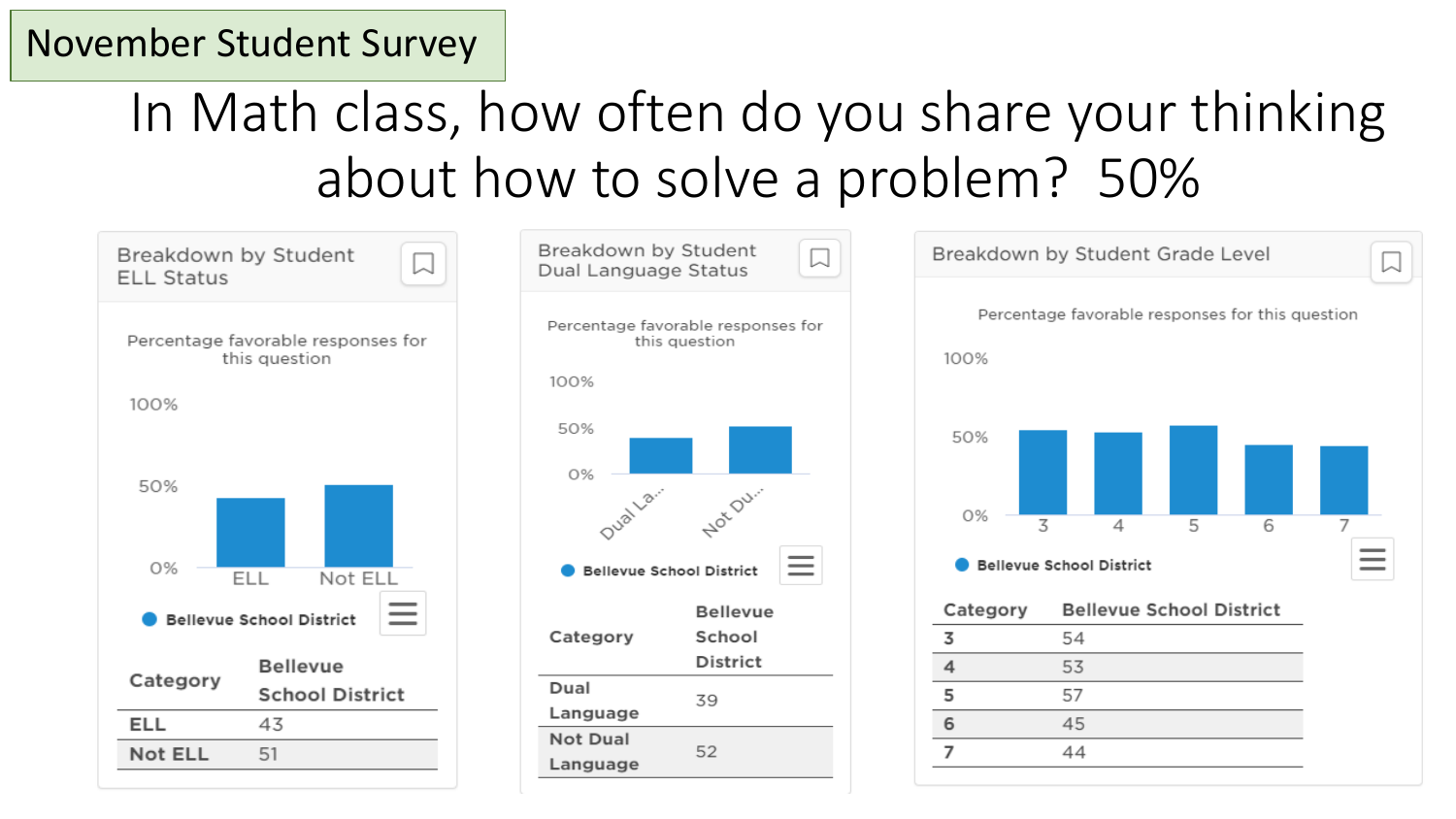November Student Survey

# In Math class, how often do you share your thinking about how to solve a problem? 50%

## Breakdown by Student ELL Status

Percentage favorable responses for this question

| Category | Bellevue School District |
|---|---|
| ELL | 43 |
| Not ELL | 51 |

## Breakdown by Student Dual Language Status

Percentage favorable responses for this question

| Category | Bellevue School District |
|---|---|
| Dual Language | 39 |
| Not Dual Language | 52 |

## Breakdown by Student Grade Level

Percentage favorable responses for this question

| Category | Bellevue School District |
|---|---|
| 3 | 54 |
| 4 | 53 |
| 5 | 57 |
| 6 | 45 |
| 7 | 44 |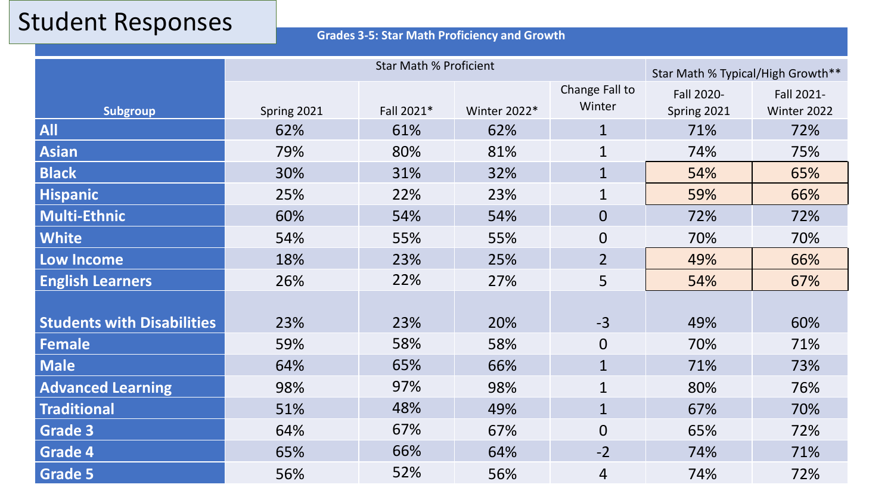# Student Responses

## Grades 3-5: Star Math Proficiency and Growth

| Subgroup | Star Math % Proficient | | | | Star Math % Typical/High Growth** | |
|---|---|---|---|---|---|---|
| | Spring 2021 | Fall 2021* | Winter 2022* | Change Fall to Winter | Fall 2020-Spring 2021 | Fall 2021-Winter 2022 |
| **All** | 62% | 61% | 62% | 1 | 71% | 72% |
| **Asian** | 79% | 80% | 81% | 1 | 74% | 75% |
| **Black** | 30% | 31% | 32% | 1 | 54% | 65% |
| **Hispanic** | 25% | 22% | 23% | 1 | 59% | 66% |
| **Multi-Ethnic** | 60% | 54% | 54% | 0 | 72% | 72% |
| **White** | 54% | 55% | 55% | 0 | 70% | 70% |
| **Low Income** | 18% | 23% | 25% | 2 | 49% | 66% |
| **English Learners** | 26% | 22% | 27% | 5 | 54% | 67% |
| **Students with Disabilities** | 23% | 23% | 20% | -3 | 49% | 60% |
| **Female** | 59% | 58% | 58% | 0 | 70% | 71% |
| **Male** | 64% | 65% | 66% | 1 | 71% | 73% |
| **Advanced Learning** | 98% | 97% | 98% | 1 | 80% | 76% |
| **Traditional** | 51% | 48% | 49% | 1 | 67% | 70% |
| **Grade 3** | 64% | 67% | 67% | 0 | 65% | 72% |
| **Grade 4** | 65% | 66% | 64% | -2 | 74% | 71% |
| **Grade 5** | 56% | 52% | 56% | 4 | 74% | 72% |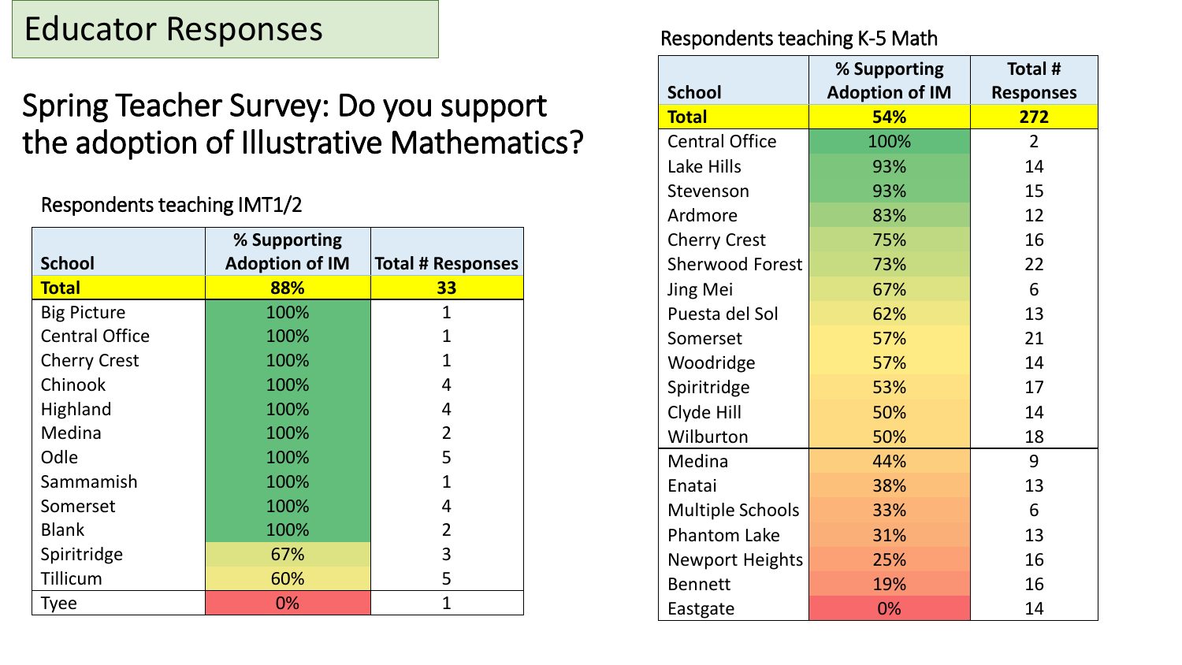# Educator Responses

## Spring Teacher Survey: Do you support the adoption of Illustrative Mathematics?

### Respondents teaching IMT1/2

| School | % Supporting Adoption of IM | Total # Responses |
|---|---|---|
| **Total** | **88%** | **33** |
| Big Picture | 100% | 1 |
| Central Office | 100% | 1 |
| Cherry Crest | 100% | 1 |
| Chinook | 100% | 4 |
| Highland | 100% | 4 |
| Medina | 100% | 2 |
| Odle | 100% | 5 |
| Sammamish | 100% | 1 |
| Somerset | 100% | 4 |
| Blank | 100% | 2 |
| Spiritridge | 67% | 3 |
| Tillicum | 60% | 5 |
| Tyee | 0% | 1 |

### Respondents teaching K-5 Math

| School | % Supporting Adoption of IM | Total # Responses |
|---|---|---|
| **Total** | **54%** | **272** |
| Central Office | 100% | 2 |
| Lake Hills | 93% | 14 |
| Stevenson | 93% | 15 |
| Ardmore | 83% | 12 |
| Cherry Crest | 75% | 16 |
| Sherwood Forest | 73% | 22 |
| Jing Mei | 67% | 6 |
| Puesta del Sol | 62% | 13 |
| Somerset | 57% | 21 |
| Woodridge | 57% | 14 |
| Spiritridge | 53% | 17 |
| Clyde Hill | 50% | 14 |
| Wilburton | 50% | 18 |
| Medina | 44% | 9 |
| Enatai | 38% | 13 |
| Multiple Schools | 33% | 6 |
| Phantom Lake | 31% | 13 |
| Newport Heights | 25% | 16 |
| Bennett | 19% | 16 |
| Eastgate | 0% | 14 |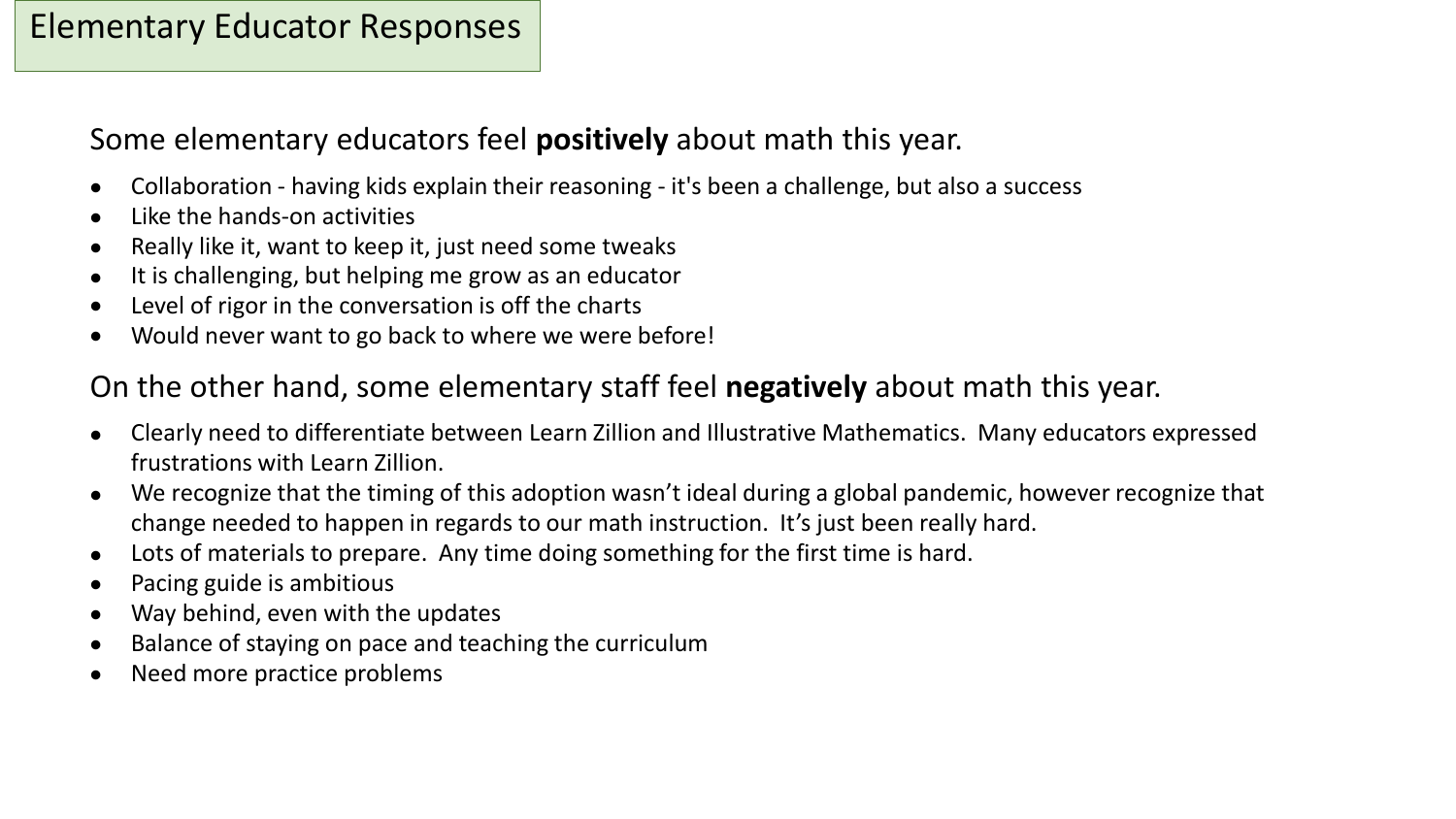# Elementary Educator Responses

Some elementary educators feel **positively** about math this year.

- Collaboration - having kids explain their reasoning - it's been a challenge, but also a success
- Like the hands-on activities
- Really like it, want to keep it, just need some tweaks
- It is challenging, but helping me grow as an educator
- Level of rigor in the conversation is off the charts
- Would never want to go back to where we were before!

On the other hand, some elementary staff feel **negatively** about math this year.

- Clearly need to differentiate between Learn Zillion and Illustrative Mathematics. Many educators expressed frustrations with Learn Zillion.
- We recognize that the timing of this adoption wasn't ideal during a global pandemic, however recognize that change needed to happen in regards to our math instruction. It's just been really hard.
- Lots of materials to prepare. Any time doing something for the first time is hard.
- Pacing guide is ambitious
- Way behind, even with the updates
- Balance of staying on pace and teaching the curriculum
- Need more practice problems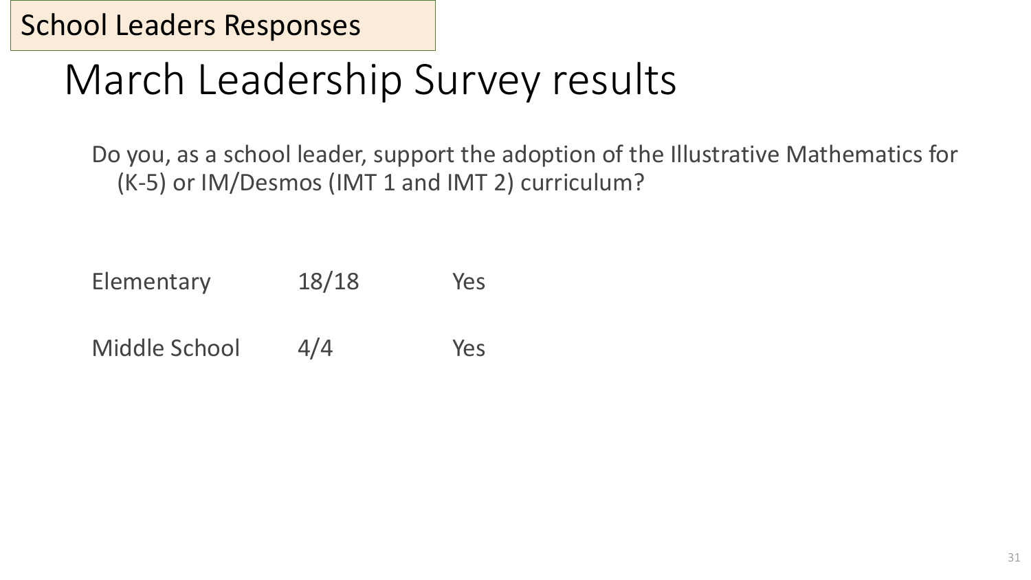School Leaders Responses

# March Leadership Survey results

Do you, as a school leader, support the adoption of the Illustrative Mathematics for (K-5) or IM/Desmos (IMT 1 and IMT 2) curriculum?

| | | |
|---|---|---|
| Elementary | 18/18 | Yes |
| Middle School | 4/4 | Yes |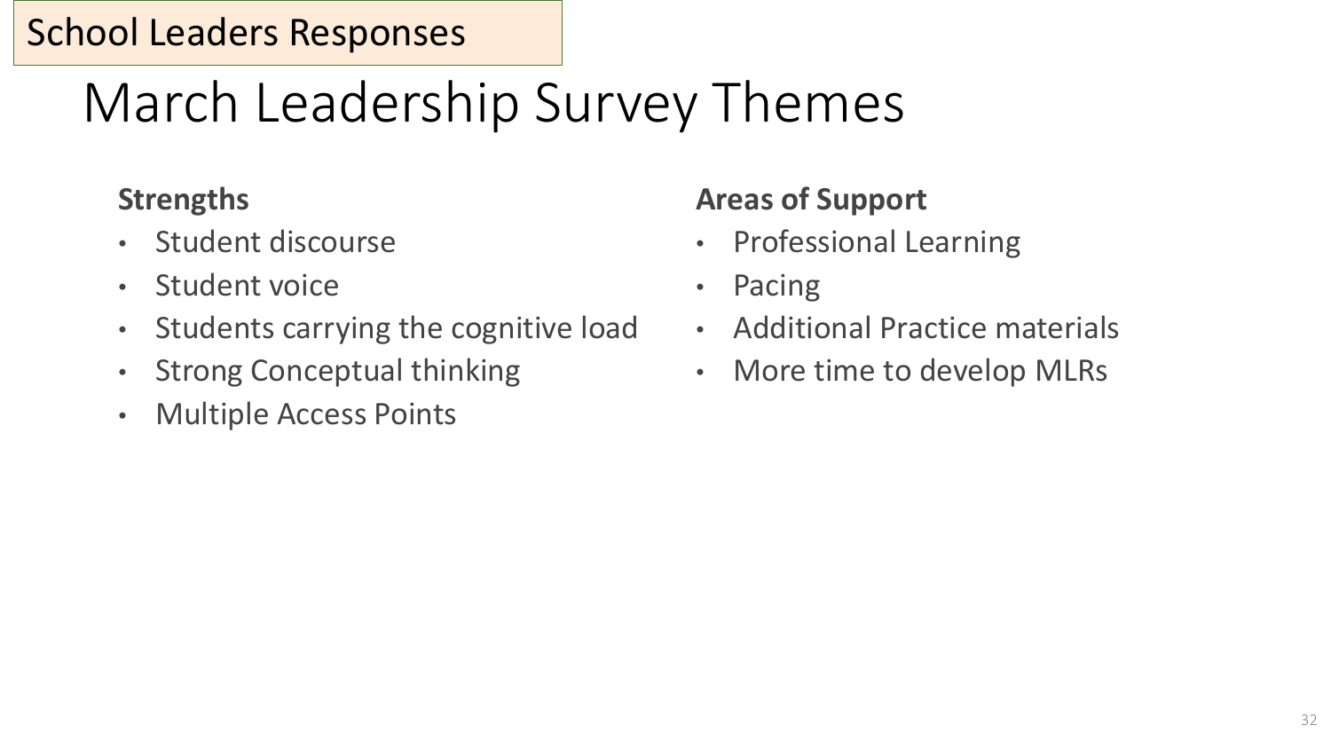School Leaders Responses

# March Leadership Survey Themes

**Strengths**

- Student discourse
- Student voice
- Students carrying the cognitive load
- Strong Conceptual thinking
- Multiple Access Points

**Areas of Support**

- Professional Learning
- Pacing
- Additional Practice materials
- More time to develop MLRs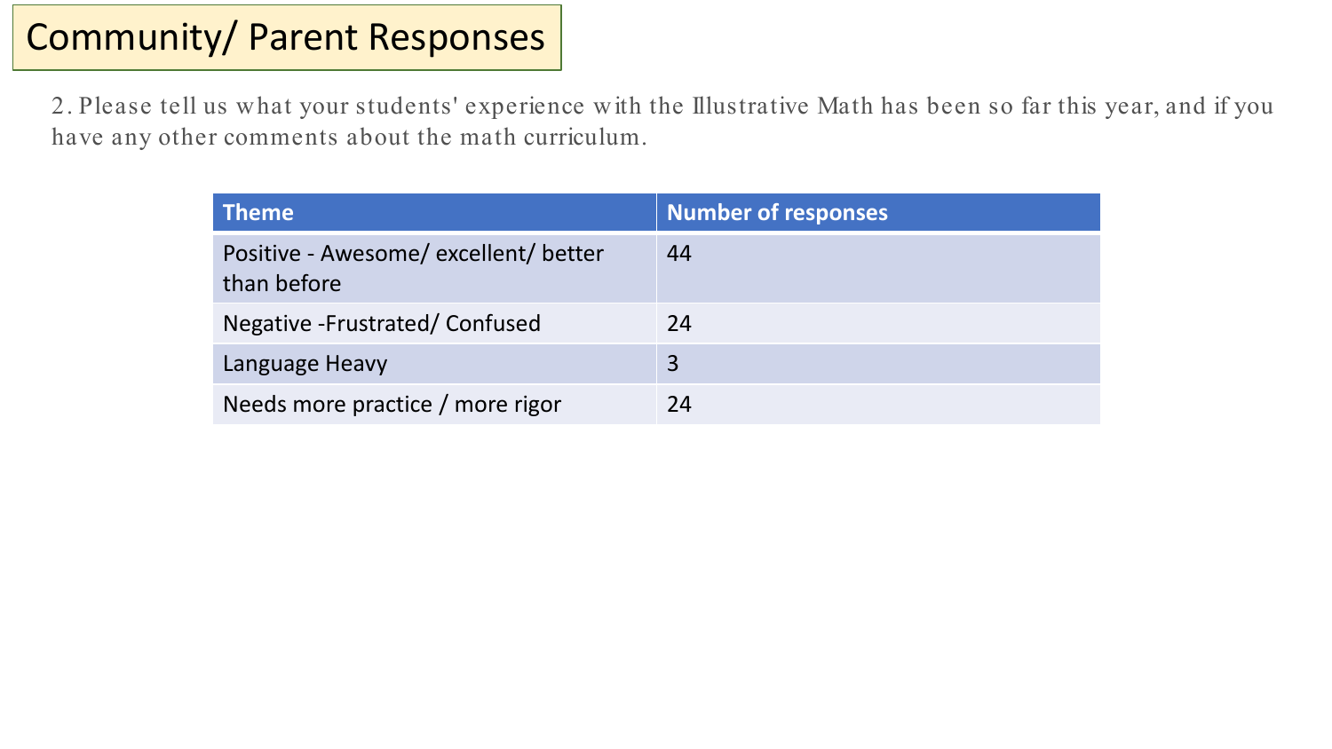# Community/ Parent Responses

2. Please tell us what your students' experience with the Illustrative Math has been so far this year, and if you have any other comments about the math curriculum.

| Theme | Number of responses |
|---|---|
| Positive - Awesome/ excellent/ better than before | 44 |
| Negative -Frustrated/ Confused | 24 |
| Language Heavy | 3 |
| Needs more practice / more rigor | 24 |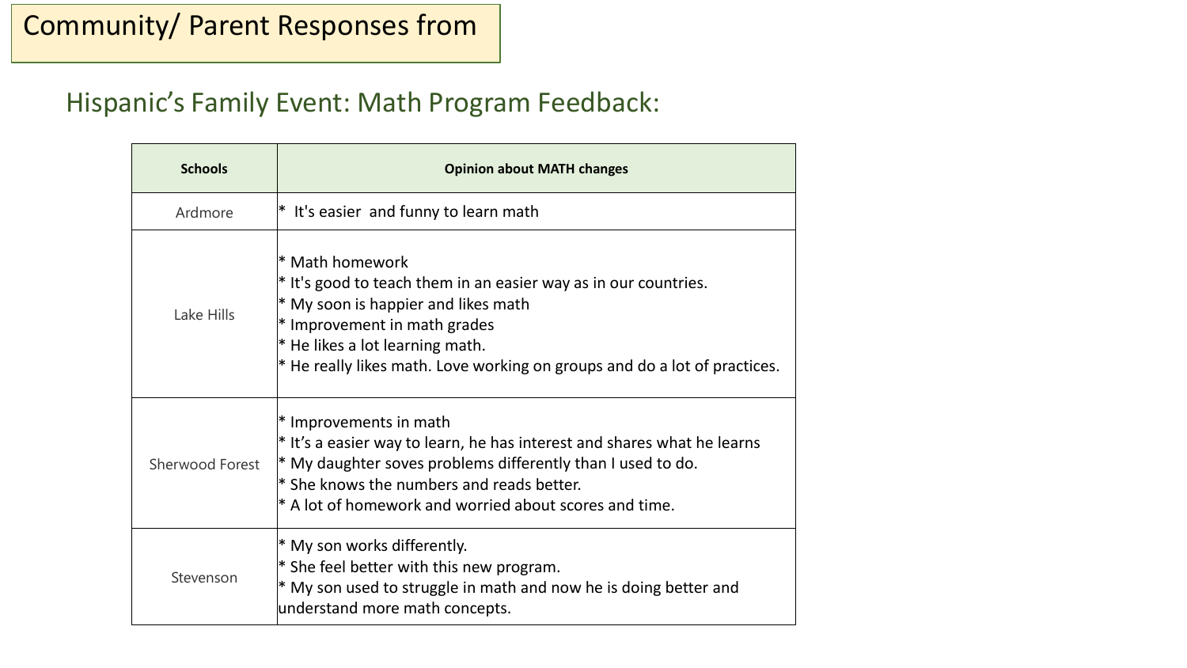# Community/ Parent Responses from

## Hispanic's Family Event: Math Program Feedback:

| Schools | Opinion about MATH changes |
|---|---|
| Ardmore | * It's easier and funny to learn math |
| Lake Hills | * Math homework<br>* It's good to teach them in an easier way as in our countries.<br>* My soon is happier and likes math<br>* Improvement in math grades<br>* He likes a lot learning math.<br>* He really likes math. Love working on groups and do a lot of practices. |
| Sherwood Forest | * Improvements in math<br>* It's a easier way to learn, he has interest and shares what he learns<br>* My daughter soves problems differently than I used to do.<br>* She knows the numbers and reads better.<br>* A lot of homework and worried about scores and time. |
| Stevenson | * My son works differently.<br>* She feel better with this new program.<br>* My son used to struggle in math and now he is doing better and understand more math concepts. |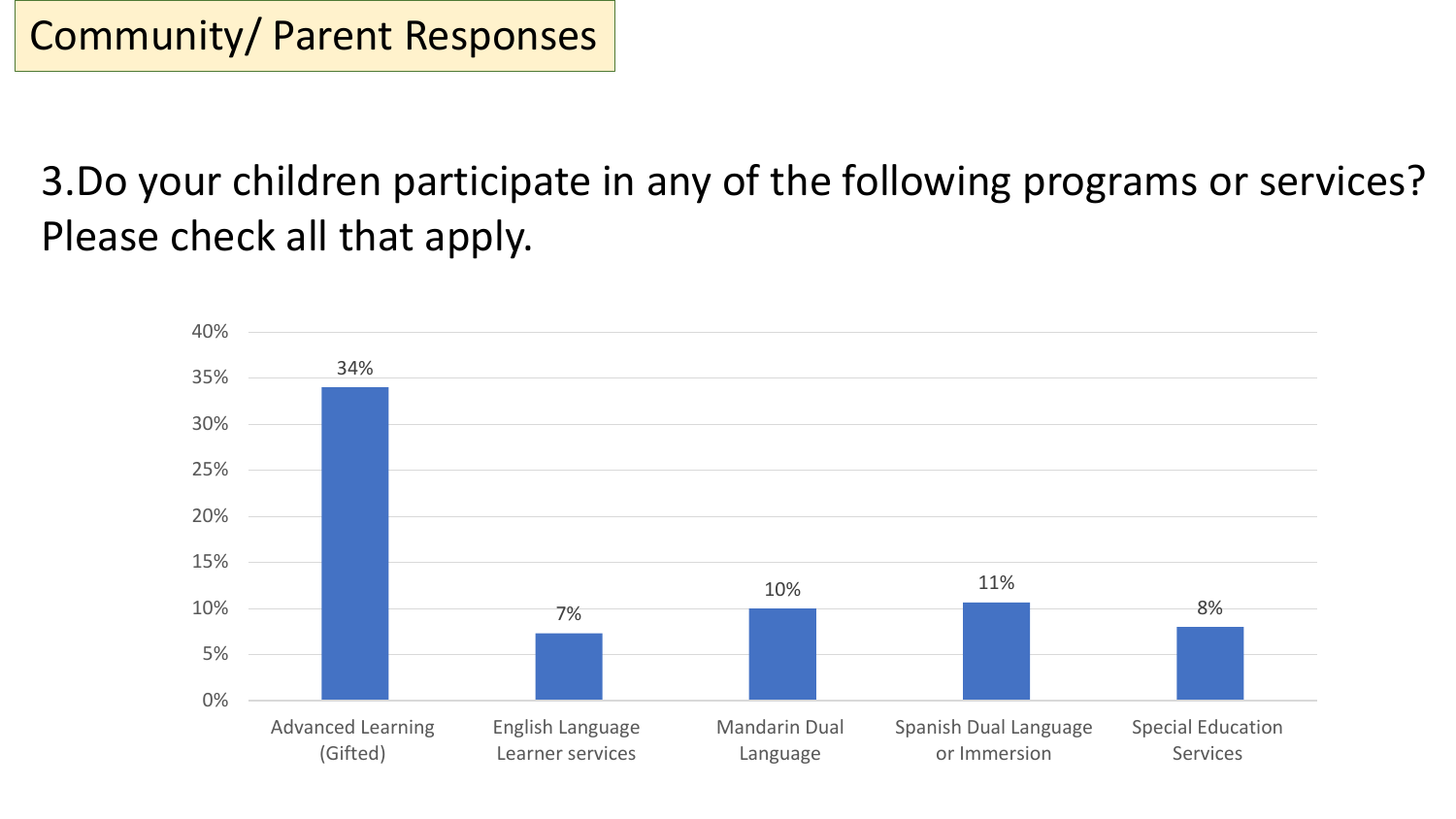# Community/ Parent Responses

3.Do your children participate in any of the following programs or services? Please check all that apply.

| Program or Service | Percentage |
| --- | --- |
| Advanced Learning (Gifted) | 34% |
| English Language Learner services | 7% |
| Mandarin Dual Language | 10% |
| Spanish Dual Language or Immersion | 11% |
| Special Education Services | 8% |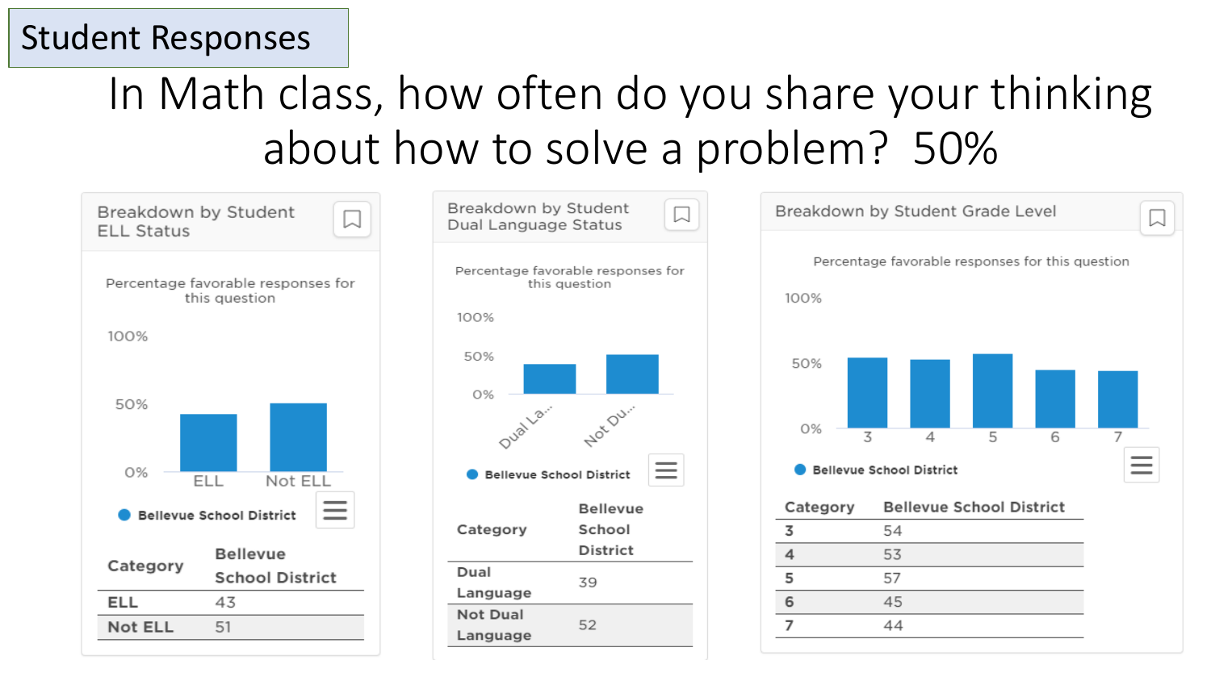# Student Responses

## In Math class, how often do you share your thinking about how to solve a problem? 50%

### Breakdown by Student ELL Status

Percentage favorable responses for this question

| Category | Bellevue School District |
| --- | --- |
| ELL | 43 |
| Not ELL | 51 |

### Breakdown by Student Dual Language Status

Percentage favorable responses for this question

| Category | Bellevue School District |
| --- | --- |
| Dual Language | 39 |
| Not Dual Language | 52 |

### Breakdown by Student Grade Level

Percentage favorable responses for this question

| Category | Bellevue School District |
| --- | --- |
| 3 | 54 |
| 4 | 53 |
| 5 | 57 |
| 6 | 45 |
| 7 | 44 |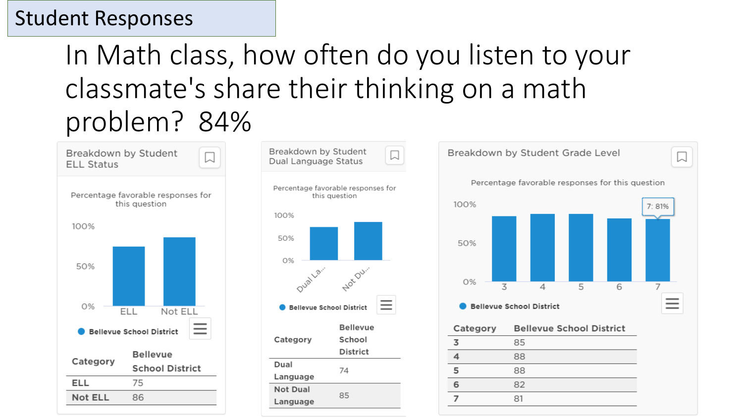Student Responses

# In Math class, how often do you listen to your classmate's share their thinking on a math problem? 84%

### Breakdown by Student ELL Status

Percentage favorable responses for this question

Bellevue School District

| Category | Bellevue School District |
| --- | --- |
| ELL | 75 |
| Not ELL | 86 |

### Breakdown by Student Dual Language Status

Percentage favorable responses for this question

Bellevue School District

| Category | Bellevue School District |
| --- | --- |
| Dual Language | 74 |
| Not Dual Language | 85 |

### Breakdown by Student Grade Level

Percentage favorable responses for this question

7: 81%

Bellevue School District

| Category | Bellevue School District |
| --- | --- |
| 3 | 85 |
| 4 | 88 |
| 5 | 88 |
| 6 | 82 |
| 7 | 81 |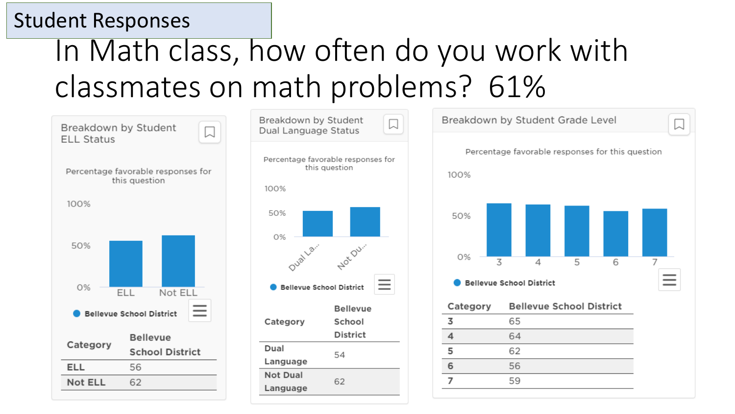Student Responses

# In Math class, how often do you work with classmates on math problems? 61%

## Breakdown by Student ELL Status

Percentage favorable responses for this question

Bellevue School District

| Category | Bellevue School District |
|---|---|
| ELL | 56 |
| Not ELL | 62 |

## Breakdown by Student Dual Language Status

Percentage favorable responses for this question

Bellevue School District

| Category | Bellevue School District |
|---|---|
| Dual Language | 54 |
| Not Dual Language | 62 |

## Breakdown by Student Grade Level

Percentage favorable responses for this question

Bellevue School District

| Category | Bellevue School District |
|---|---|
| 3 | 65 |
| 4 | 64 |
| 5 | 62 |
| 6 | 56 |
| 7 | 59 |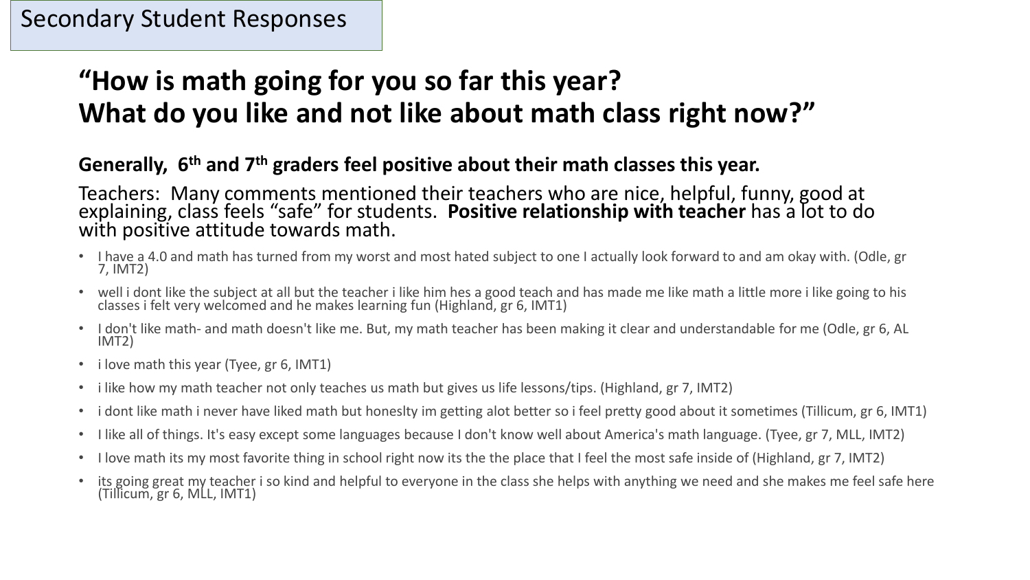Secondary Student Responses

## "How is math going for you so far this year? What do you like and not like about math class right now?"

**Generally, 6th and 7th graders feel positive about their math classes this year.**

Teachers: Many comments mentioned their teachers who are nice, helpful, funny, good at explaining, class feels "safe" for students. **Positive relationship with teacher** has a lot to do with positive attitude towards math.

- I have a 4.0 and math has turned from my worst and most hated subject to one I actually look forward to and am okay with. (Odle, gr 7, IMT2)
- well i dont like the subject at all but the teacher i like him hes a good teach and has made me like math a little more i like going to his classes i felt very welcomed and he makes learning fun (Highland, gr 6, IMT1)
- I don't like math- and math doesn't like me. But, my math teacher has been making it clear and understandable for me (Odle, gr 6, AL IMT2)
- i love math this year (Tyee, gr 6, IMT1)
- i like how my math teacher not only teaches us math but gives us life lessons/tips. (Highland, gr 7, IMT2)
- i dont like math i never have liked math but honeslty im getting alot better so i feel pretty good about it sometimes (Tillicum, gr 6, IMT1)
- I like all of things. It's easy except some languages because I don't know well about America's math language. (Tyee, gr 7, MLL, IMT2)
- I love math its my most favorite thing in school right now its the the place that I feel the most safe inside of (Highland, gr 7, IMT2)
- its going great my teacher i so kind and helpful to everyone in the class she helps with anything we need and she makes me feel safe here (Tillicum, gr 6, MLL, IMT1)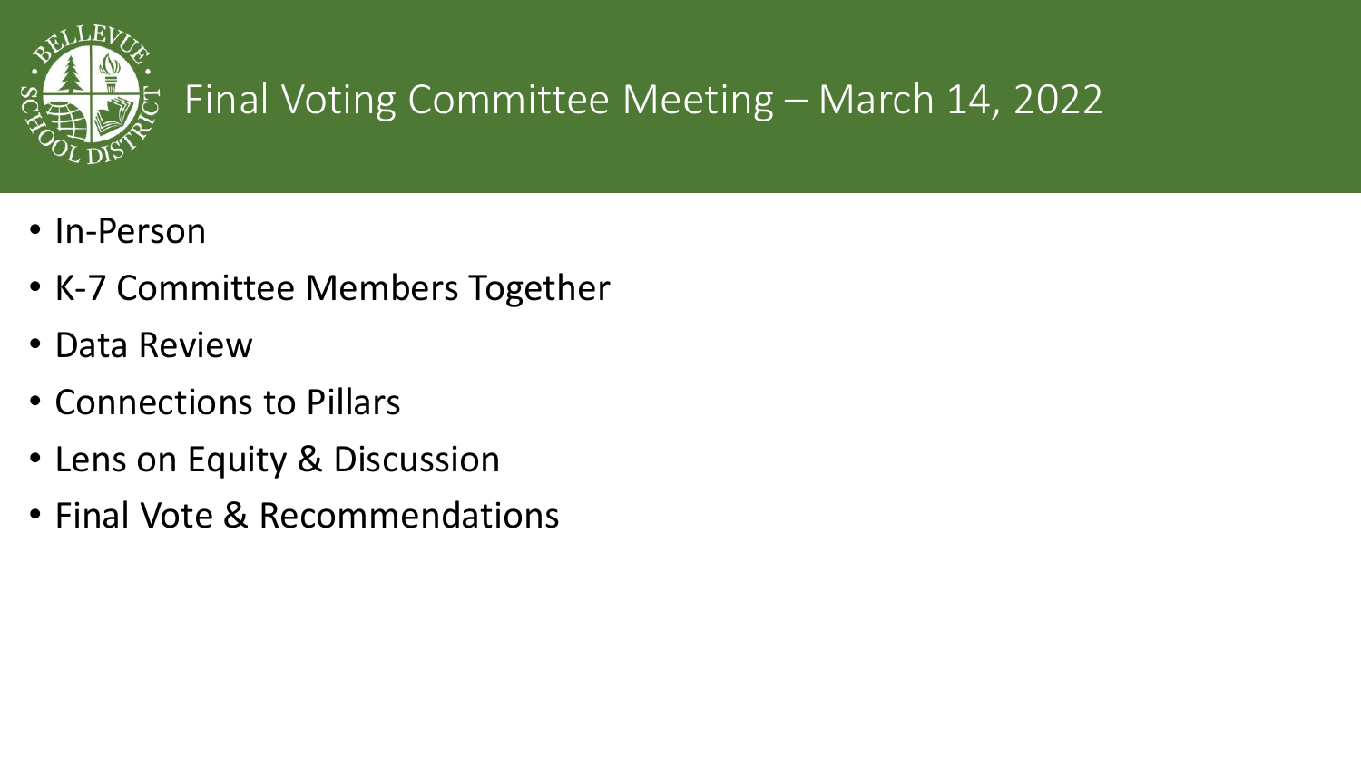# Final Voting Committee Meeting – March 14, 2022

- In-Person
- K-7 Committee Members Together
- Data Review
- Connections to Pillars
- Lens on Equity & Discussion
- Final Vote & Recommendations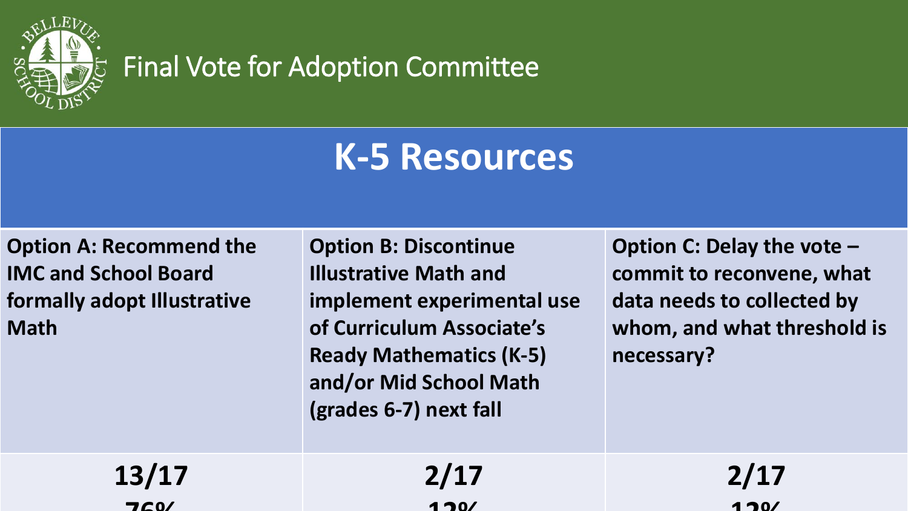# Final Vote for Adoption Committee

## K-5 Resources

| Option A: Recommend the IMC and School Board formally adopt Illustrative Math | Option B: Discontinue Illustrative Math and implement experimental use of Curriculum Associate's Ready Mathematics (K-5) and/or Mid School Math (grades 6-7) next fall | Option C: Delay the vote – commit to reconvene, what data needs to collected by whom, and what threshold is necessary? |
| --- | --- | --- |
| 13/17 76% | 2/17 12% | 2/17 12% |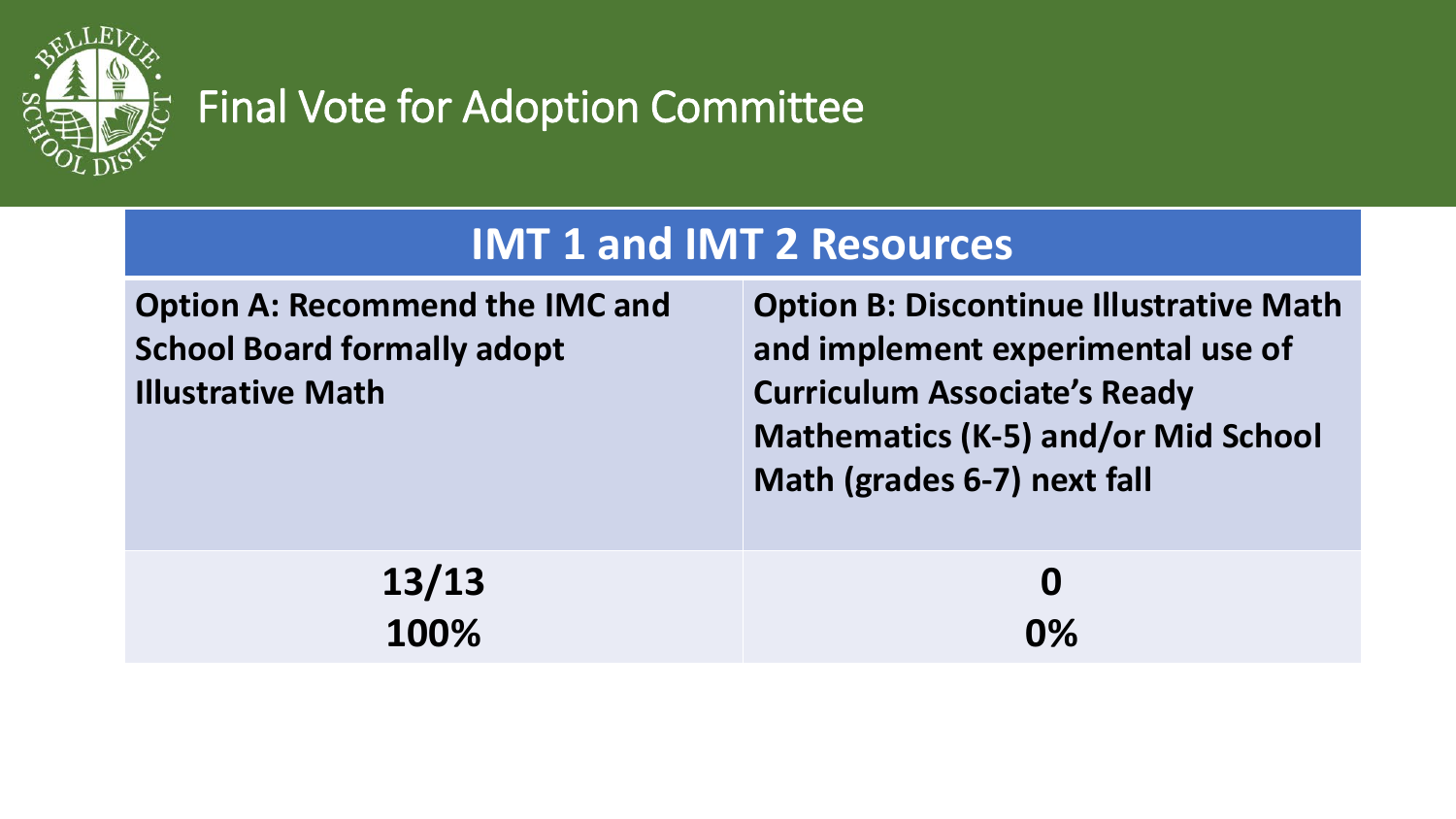# Final Vote for Adoption Committee

| IMT 1 and IMT 2 Resources | |
|---|---|
| **Option A: Recommend the IMC and School Board formally adopt Illustrative Math** | **Option B: Discontinue Illustrative Math and implement experimental use of Curriculum Associate's Ready Mathematics (K-5) and/or Mid School Math (grades 6-7) next fall** |
| **13/13**<br>**100%** | **0**<br>**0%** |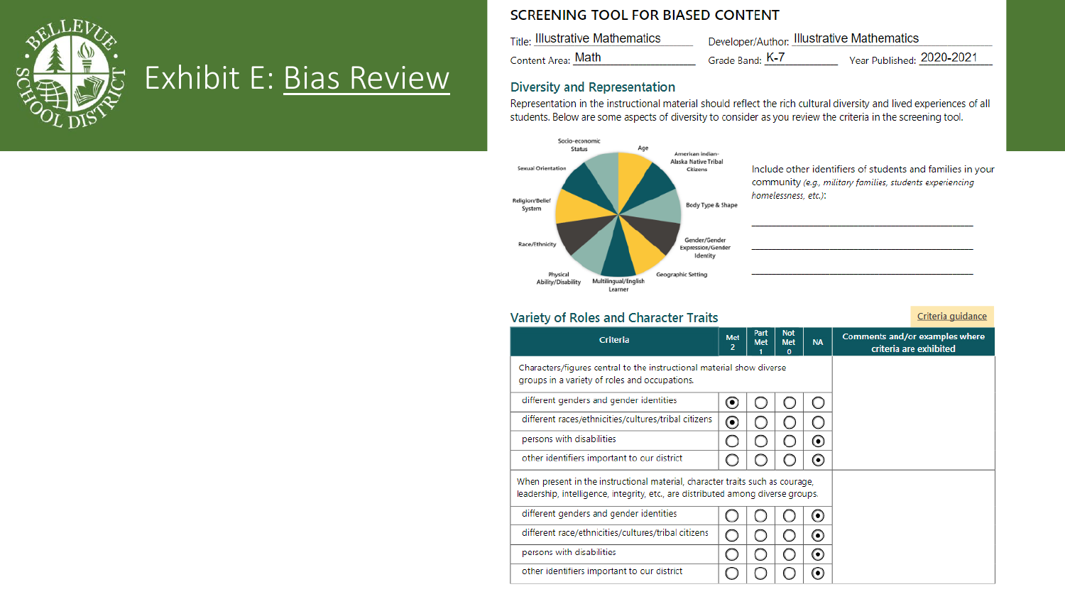# Exhibit E: Bias Review

## SCREENING TOOL FOR BIASED CONTENT

Title: Illustrative Mathematics Developer/Author: Illustrative Mathematics

Content Area: Math Grade Band: K-7 Year Published: 2020-2021

### Diversity and Representation

Representation in the instructional material should reflect the rich cultural diversity and lived experiences of all students. Below are some aspects of diversity to consider as you review the criteria in the screening tool.

Socio-economic Status, Age, American Indian-Alaska Native Tribal Citizens, Body Type & Shape, Gender/Gender Expression/Gender Identity, Geographic Setting, Multilingual/English Learner, Physical Ability/Disability, Race/Ethnicity, Religion/Belief System, Sexual Orientation

Include other identifiers of students and families in your community *(e.g., military families, students experiencing homelessness, etc.)*:

______________________________

______________________________

______________________________

### Variety of Roles and Character Traits

Criteria guidance

| Criteria | Met 2 | Part Met 1 | Not Met 0 | NA | Comments and/or examples where criteria are exhibited |
|---|---|---|---|---|---|
| Characters/figures central to the instructional material show diverse groups in a variety of roles and occupations. | | | | | |
| different genders and gender identities | ◉ | ○ | ○ | ○ | |
| different races/ethnicities/cultures/tribal citizens | ◉ | ○ | ○ | ○ | |
| persons with disabilities | ○ | ○ | ○ | ◉ | |
| other identifiers important to our district | ○ | ○ | ○ | ◉ | |
| When present in the instructional material, character traits such as courage, leadership, intelligence, integrity, etc., are distributed among diverse groups. | | | | | |
| different genders and gender identities | ○ | ○ | ○ | ◉ | |
| different race/ethnicities/cultures/tribal citizens | ○ | ○ | ○ | ◉ | |
| persons with disabilities | ○ | ○ | ○ | ◉ | |
| other identifiers important to our district | ○ | ○ | ○ | ◉ | |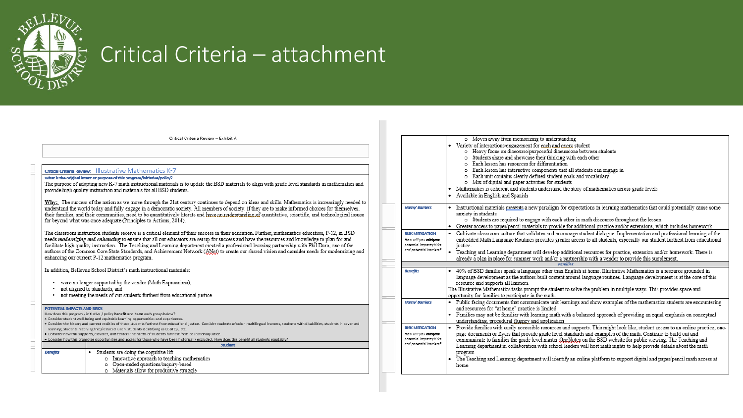# Critical Criteria – attachment

Critical Criteria Review – Exhibit A

**Critical Criteria Review:** Illustrative Mathematics K-7

**What is the original intent or purpose of this program/initiative/policy?**

The purpose of adopting new K-7 math instructional materials is to update the BSD materials to align with grade level standards in mathematics and provide high quality instruction and materials for all BSD students.

**Why:** The success of the nation as we move through the 21st century continues to depend on ideas and skills. Mathematics is increasingly needed to understand the world today and fully engage in a democratic society. All members of society, if they are to make informed choices for themselves, their families, and their communities, need to be quantitatively literate and have an understanding of quantitative, scientific, and technological issues far beyond what was once adequate (Principles to Actions, 2014).

The classroom instruction students receive is a critical element of their success in their education. Further, mathematics education, P-12, in BSD needs ***modernizing and enhancing*** to ensure that all our educators are set up for success and have the resources and knowledge to plan for and facilitate high quality instruction. The Teaching and Learning department created a professional learning partnership with Phil Daro, one of the authors of the Common Core State Standards, and Achievement Network (ANet) to create our shared vision and consider needs for modernizing and enhancing our current P-12 mathematics program.

In addition, Bellevue School District's math instructional materials:

- were no longer supported by the vendor (Math Expressions),
- not aligned to standards, and
- not meeting the needs of our students furthest from educational justice.

**POTENTIAL IMPACTS AND RISKS**

How does this program / initiative / policy **benefit** and **harm** each group below?

- Consider student well-being and equitable learning opportunities and experiences.
- Consider the history and current realities of those students farthest from educational justice. Consider students of color, multilingual learners, students with disabilities, students in advanced learning, students receiving free/reduced lunch, students identifying as LGBTQ+, etc..
- Consider how this supports, elevates, and centers the needs of students farthest from educational justice.
- Consider how this promotes opportunities and access for those who have been historically excluded. How does this benefit all students equitably?

| | |
|---|---|
| | **Student** |
| *Benefits* | • Students are doing the cognitive lift<br>  ○ Innovative approach to teaching mathematics<br>  ○ Open-ended questions/inquiry-based<br>  ○ Materials allow for productive struggle<br>  ○ Moves away from memorizing to understanding<br>• Variety of interactions/engagement for each and every student<br>  ○ Heavy focus on discourse/purposeful discussions between students<br>  ○ Students share and showcase their thinking with each other<br>  ○ Each lesson has resources for differentiation<br>  ○ Each lesson has interactive components that all students can engage in<br>  ○ Each unit contains clearly defined student goals and vocabulary<br>  ○ Mix of digital and paper activities for students<br>• Mathematics is coherent and students understand the story of mathematics across grade levels<br>• Available in English and Spanish |
| *Harm/ Barriers* | • Instructional materials presents a new paradigm for expectations in learning mathematics that could potentially cause some anxiety in students<br>  ○ Students are required to engage with each other in math discourse throughout the lesson<br>• Greater access to paper/pencil materials to provide for additional practice and/or extensions, which includes homework |
| **RISK MITIGATION**<br>*How will you **mitigate** potential impacts/risks and potential barriers?* | • Cultivate classroom culture that validates and encourage student dialogue. Implementation and professional learning of the embedded Math Language Routines provides greater access to all students, especially our student furthest from educational justice.<br>• Teaching and Learning department will develop additional resources for practice, extension and/or homework. There is already a plan in place for summer work and/or a partnership with a vendor to provide this supplement. |
| | **Families** |
| *Benefits* | • 40% of BSD families speak a language other than English at home. Illustrative Mathematics is a resource grounded in language development as the authors-built content around language routines. Language development is at the core of this resource and supports all learners.<br>The Illustrative Mathematics tasks prompt the student to solve the problem in multiple ways. This provides space and opportunity for families to participate in the math. |
| *Harm/ Barriers* | • Public facing documents that communicate unit learnings and show examples of the mathematics students are encountering and resources for "at home" practice is limited<br>• Families may not be familiar with learning math with a balanced approach of providing an equal emphasis on conceptual understanding, procedural fluency and application |
| **RISK MITIGATION**<br>*How will you **mitigate** potential impacts/risks and potential barriers?* | • Provide families with easily accessible resources and supports. This might look like, student access to an online practice, one-page documents or flyers that provide grade level standards and examples of the math. Continue to build out and communicate to families the grade level master OneNotes on the BSD website for public viewing. The Teaching and Learning department in collaboration with school leaders will host math nights to help provide details about the math program<br>• The Teaching and Learning department will identify an online platform to support digital and paper/pencil math access at home |